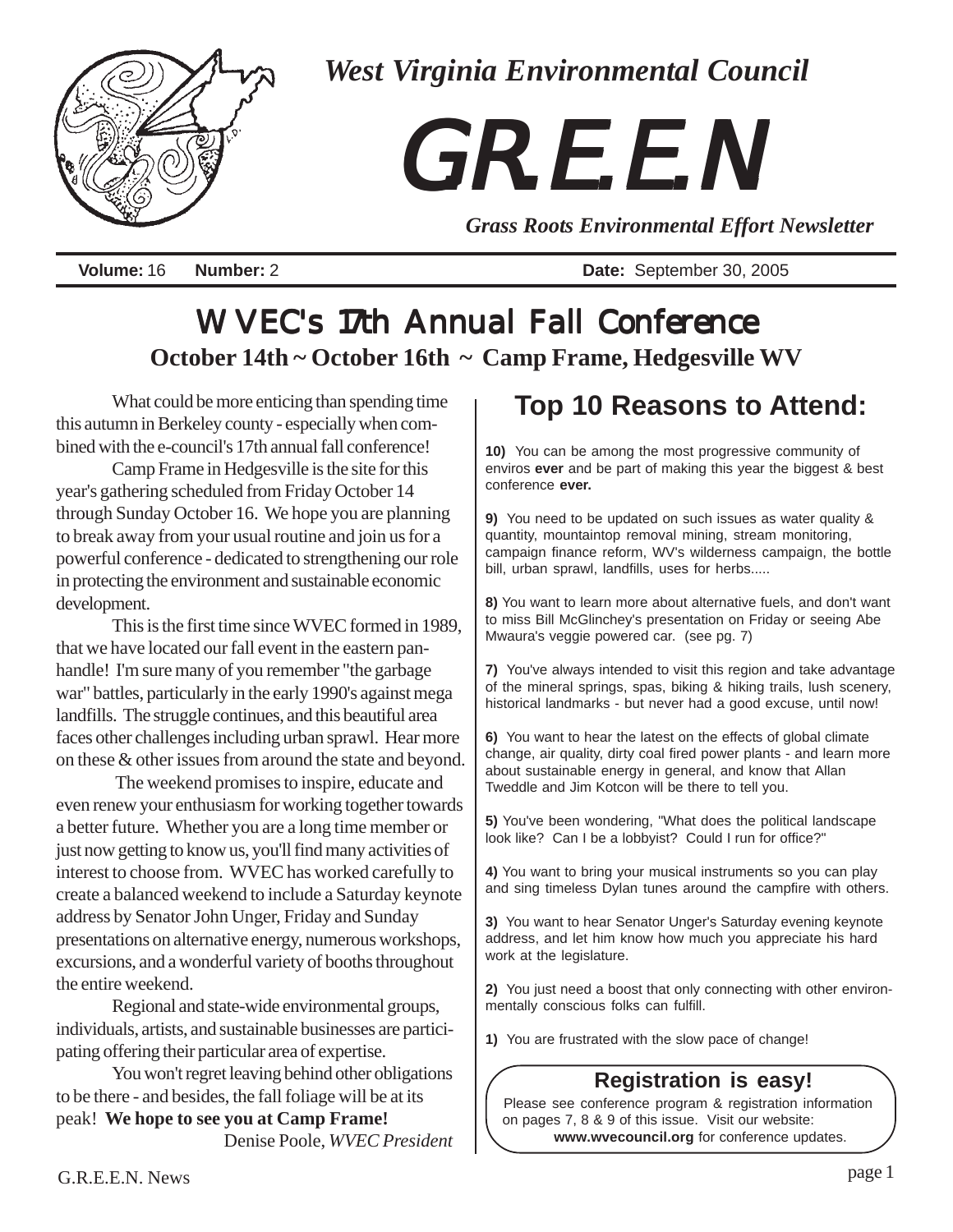*West Virginia Environmental Council*

# G.R.E.E.N

*Grass Roots Environmental Effort Newsletter*

**Volume:** 16 **Number:** 2 **Date:** September 30, 2005

## WVEC's 17th Annual Fall Conference

**October 14th ~ October 16th ~ Camp Frame, Hedgesville WV**

What could be more enticing than spending time this autumn in Berkeley county - especially when combined with the e-council's 17th annual fall conference!

Camp Frame in Hedgesville is the site for this year's gathering scheduled from Friday October 14 through Sunday October 16. We hope you are planning to break away from your usual routine and join us for a powerful conference - dedicated to strengthening our role in protecting the environment and sustainable economic development.

This is the first time since WVEC formed in 1989, that we have located our fall event in the eastern panhandle! I'm sure many of you remember "the garbage war" battles, particularly in the early 1990's against mega landfills. The struggle continues, and this beautiful area faces other challenges including urban sprawl. Hear more on these & other issues from around the state and beyond.

The weekend promises to inspire, educate and even renew your enthusiasm for working together towards a better future. Whether you are a long time member or just now getting to know us, you'll find many activities of interest to choose from. WVEC has worked carefully to create a balanced weekend to include a Saturday keynote address by Senator John Unger, Friday and Sunday presentations on alternative energy, numerous workshops, excursions, and a wonderful variety of booths throughout the entire weekend.

Regional and state-wide environmental groups, individuals, artists, and sustainable businesses are participating offering their particular area of expertise.

You won't regret leaving behind other obligations to be there - and besides, the fall foliage will be at its peak! **We hope to see you at Camp Frame!**

Denise Poole, *WVEC President*

## Top 10 Reasons to Attend:

**10)** You can be among the most progressive community of enviros **ever** and be part of making this year the biggest & best conference **ever.**

**9)** You need to be updated on such issues as water quality & quantity, mountaintop removal mining, stream monitoring, campaign finance reform, WV's wilderness campaign, the bottle bill, urban sprawl, landfills, uses for herbs.....

**8)** You want to learn more about alternative fuels, and don't want to miss Bill McGlinchey's presentation on Friday or seeing Abe Mwaura's veggie powered car. (see pg. 7)

**7)** You've always intended to visit this region and take advantage of the mineral springs, spas, biking & hiking trails, lush scenery, historical landmarks - but never had a good excuse, until now!

**6)** You want to hear the latest on the effects of global climate change, air quality, dirty coal fired power plants - and learn more about sustainable energy in general, and know that Allan Tweddle and Jim Kotcon will be there to tell you.

**5)** You've been wondering, "What does the political landscape look like? Can I be a lobbyist? Could I run for office?"

**4)** You want to bring your musical instruments so you can play and sing timeless Dylan tunes around the campfire with others.

**3)** You want to hear Senator Unger's Saturday evening keynote address, and let him know how much you appreciate his hard work at the legislature.

**2)** You just need a boost that only connecting with other environmentally conscious folks can fulfill.

**1)** You are frustrated with the slow pace of change!

### Registration is easy!

Please see conference program & registration information on pages 7, 8 & 9 of this issue. Visit our website: **www.wvecouncil.org** for conference updates.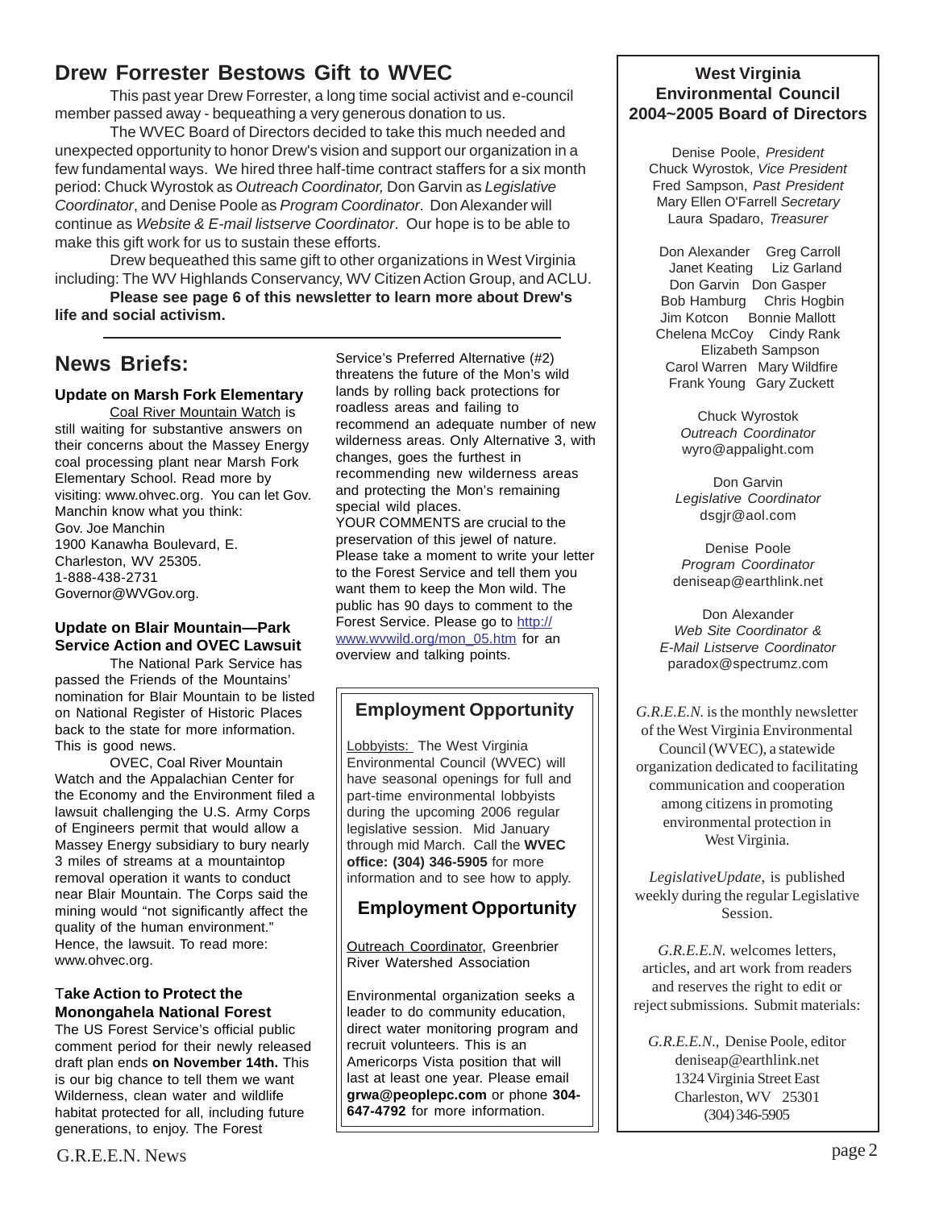## Drew Forrester Bestows Gift to WVEC

This past year Drew Forrester, a long time social activist and e-council member passed away - bequeathing a very generous donation to us.

The WVEC Board of Directors decided to take this much needed and unexpected opportunity to honor Drew's vision and support our organization in a few fundamental ways. We hired three half-time contract staffers for a six month period: Chuck Wyrostok as *Outreach Coordinator,* Don Garvin as *Legislative Coordinator*, and Denise Poole as *Program Coordinator*. Don Alexander will continue as *Website & E-mail listserve Coordinator*. Our hope is to be able to make this gift work for us to sustain these efforts.

Drew bequeathed this same gift to other organizations in West Virginia including: The WV Highlands Conservancy, WV Citizen Action Group, and ACLU.

**Please see page 6 of this newsletter to learn more about Drew's life and social activism.**

---

## News Briefs:

### Update on Marsh Fork Elementary

Coal River Mountain Watch is still waiting for substantive answers on their concerns about the Massey Energy coal processing plant near Marsh Fork Elementary School. Read more by visiting: www.ohvec.org. You can let Gov. Manchin know what you think:
Gov. Joe Manchin
1900 Kanawha Boulevard, E.
Charleston, WV 25305.
1-888-438-2731
Governor@WVGov.org.

### Update on Blair Mountain—Park Service Action and OVEC Lawsuit

The National Park Service has passed the Friends of the Mountains' nomination for Blair Mountain to be listed on National Register of Historic Places back to the state for more information. This is good news.

OVEC, Coal River Mountain Watch and the Appalachian Center for the Economy and the Environment filed a lawsuit challenging the U.S. Army Corps of Engineers permit that would allow a Massey Energy subsidiary to bury nearly 3 miles of streams at a mountaintop removal operation it wants to conduct near Blair Mountain. The Corps said the mining would "not significantly affect the quality of the human environment." Hence, the lawsuit. To read more: www.ohvec.org.

### Take Action to Protect the Monongahela National Forest

The US Forest Service's official public comment period for their newly released draft plan ends **on November 14th.** This is our big chance to tell them we want Wilderness, clean water and wildlife habitat protected for all, including future generations, to enjoy. The Forest Service's Preferred Alternative (#2) threatens the future of the Mon's wild lands by rolling back protections for roadless areas and failing to recommend an adequate number of new wilderness areas. Only Alternative 3, with changes, goes the furthest in recommending new wilderness areas and protecting the Mon's remaining special wild places.

YOUR COMMENTS are crucial to the preservation of this jewel of nature. Please take a moment to write your letter to the Forest Service and tell them you want them to keep the Mon wild. The public has 90 days to comment to the Forest Service. Please go to http://www.wvwild.org/mon_05.htm for an overview and talking points.

### Employment Opportunity

Lobbyists: The West Virginia Environmental Council (WVEC) will have seasonal openings for full and part-time environmental lobbyists during the upcoming 2006 regular legislative session. Mid January through mid March. Call the **WVEC office: (304) 346-5905** for more information and to see how to apply.

### Employment Opportunity

Outreach Coordinator, Greenbrier River Watershed Association

Environmental organization seeks a leader to do community education, direct water monitoring program and recruit volunteers. This is an Americorps Vista position that will last at least one year. Please email **grwa@peoplepc.com** or phone **304-647-4792** for more information.

---

### West Virginia Environmental Council 2004~2005 Board of Directors

Denise Poole, *President*
Chuck Wyrostok, *Vice President*
Fred Sampson, *Past President*
Mary Ellen O'Farrell *Secretary*
Laura Spadaro, *Treasurer*

Don Alexander, Greg Carroll, Janet Keating, Liz Garland, Don Garvin, Don Gasper, Bob Hamburg, Chris Hogbin, Jim Kotcon, Bonnie Mallott, Chelena McCoy, Cindy Rank, Elizabeth Sampson, Carol Warren, Mary Wildfire, Frank Young, Gary Zuckett

Chuck Wyrostok
*Outreach Coordinator*
wyro@appalight.com

Don Garvin
*Legislative Coordinator*
dsgjr@aol.com

Denise Poole
*Program Coordinator*
deniseap@earthlink.net

Don Alexander
*Web Site Coordinator &*
*E-Mail Listserve Coordinator*
paradox@spectrumz.com

*G.R.E.E.N.* is the monthly newsletter of the West Virginia Environmental Council (WVEC), a statewide organization dedicated to facilitating communication and cooperation among citizens in promoting environmental protection in West Virginia.

*LegislativeUpdate,* is published weekly during the regular Legislative Session.

*G.R.E.E.N.* welcomes letters, articles, and art work from readers and reserves the right to edit or reject submissions. Submit materials:

*G.R.E.E.N.*, Denise Poole, editor
deniseap@earthlink.net
1324 Virginia Street East
Charleston, WV 25301
(304) 346-5905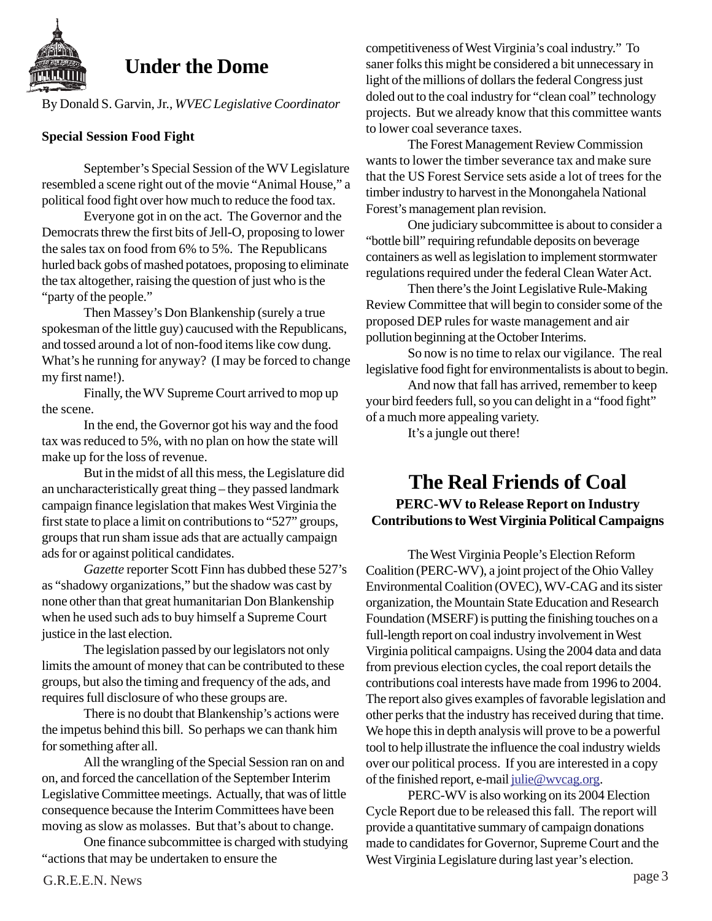# Under the Dome

By Donald S. Garvin, Jr., *WVEC Legislative Coordinator*

**Special Session Food Fight**

September's Special Session of the WV Legislature resembled a scene right out of the movie "Animal House," a political food fight over how much to reduce the food tax.

Everyone got in on the act. The Governor and the Democrats threw the first bits of Jell-O, proposing to lower the sales tax on food from 6% to 5%. The Republicans hurled back gobs of mashed potatoes, proposing to eliminate the tax altogether, raising the question of just who is the "party of the people."

Then Massey's Don Blankenship (surely a true spokesman of the little guy) caucused with the Republicans, and tossed around a lot of non-food items like cow dung. What's he running for anyway? (I may be forced to change my first name!).

Finally, the WV Supreme Court arrived to mop up the scene.

In the end, the Governor got his way and the food tax was reduced to 5%, with no plan on how the state will make up for the loss of revenue.

But in the midst of all this mess, the Legislature did an uncharacteristically great thing – they passed landmark campaign finance legislation that makes West Virginia the first state to place a limit on contributions to "527" groups, groups that run sham issue ads that are actually campaign ads for or against political candidates.

*Gazette* reporter Scott Finn has dubbed these 527's as "shadowy organizations," but the shadow was cast by none other than that great humanitarian Don Blankenship when he used such ads to buy himself a Supreme Court justice in the last election.

The legislation passed by our legislators not only limits the amount of money that can be contributed to these groups, but also the timing and frequency of the ads, and requires full disclosure of who these groups are.

There is no doubt that Blankenship's actions were the impetus behind this bill. So perhaps we can thank him for something after all.

All the wrangling of the Special Session ran on and on, and forced the cancellation of the September Interim Legislative Committee meetings. Actually, that was of little consequence because the Interim Committees have been moving as slow as molasses. But that's about to change.

One finance subcommittee is charged with studying "actions that may be undertaken to ensure the competitiveness of West Virginia's coal industry." To saner folks this might be considered a bit unnecessary in light of the millions of dollars the federal Congress just doled out to the coal industry for "clean coal" technology projects. But we already know that this committee wants to lower coal severance taxes.

The Forest Management Review Commission wants to lower the timber severance tax and make sure that the US Forest Service sets aside a lot of trees for the timber industry to harvest in the Monongahela National Forest's management plan revision.

One judiciary subcommittee is about to consider a "bottle bill" requiring refundable deposits on beverage containers as well as legislation to implement stormwater regulations required under the federal Clean Water Act.

Then there's the Joint Legislative Rule-Making Review Committee that will begin to consider some of the proposed DEP rules for waste management and air pollution beginning at the October Interims.

So now is no time to relax our vigilance. The real legislative food fight for environmentalists is about to begin.

And now that fall has arrived, remember to keep your bird feeders full, so you can delight in a "food fight" of a much more appealing variety.

It's a jungle out there!

# The Real Friends of Coal

### PERC-WV to Release Report on Industry Contributions to West Virginia Political Campaigns

The West Virginia People's Election Reform Coalition (PERC-WV), a joint project of the Ohio Valley Environmental Coalition (OVEC), WV-CAG and its sister organization, the Mountain State Education and Research Foundation (MSERF) is putting the finishing touches on a full-length report on coal industry involvement in West Virginia political campaigns. Using the 2004 data and data from previous election cycles, the coal report details the contributions coal interests have made from 1996 to 2004. The report also gives examples of favorable legislation and other perks that the industry has received during that time. We hope this in depth analysis will prove to be a powerful tool to help illustrate the influence the coal industry wields over our political process. If you are interested in a copy of the finished report, e-mail julie@wvcag.org.

PERC-WV is also working on its 2004 Election Cycle Report due to be released this fall. The report will provide a quantitative summary of campaign donations made to candidates for Governor, Supreme Court and the West Virginia Legislature during last year's election.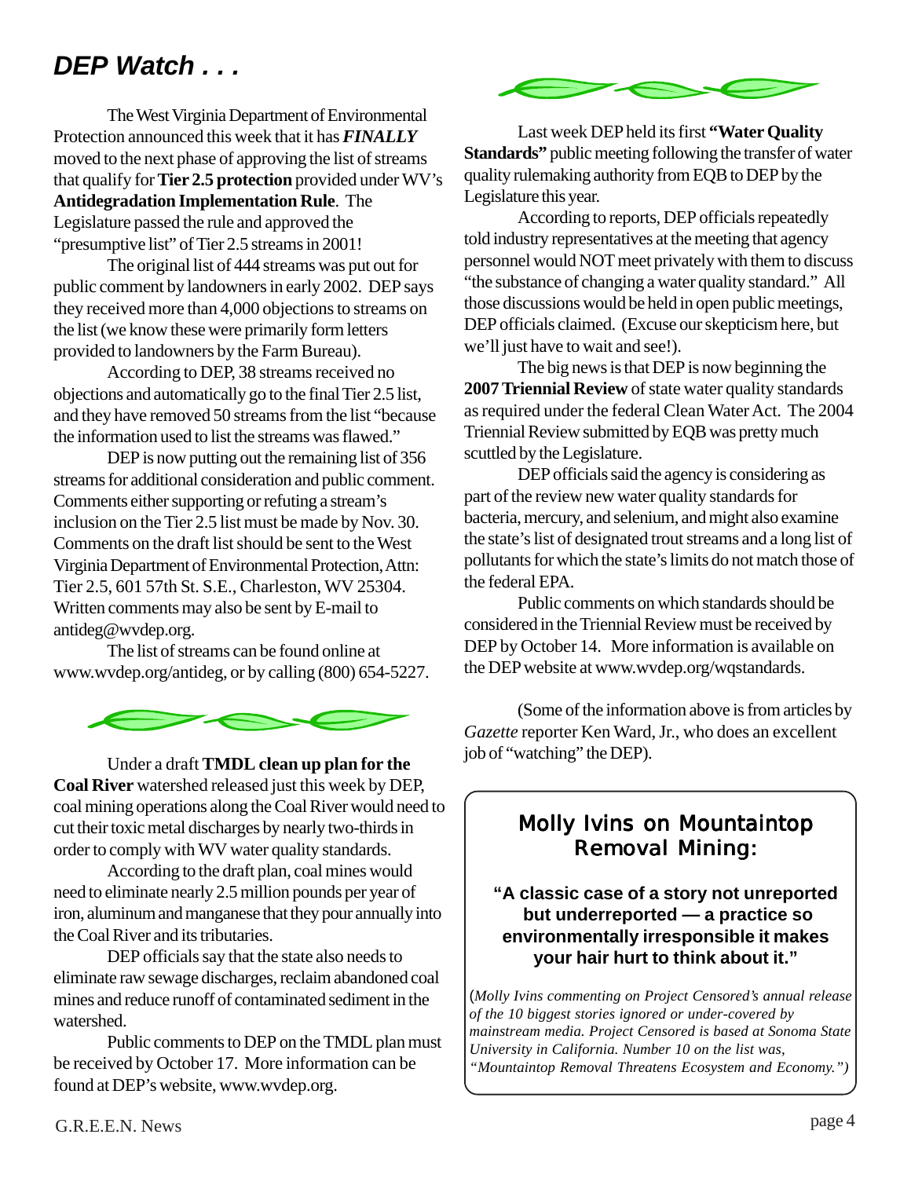# DEP Watch . . .

The West Virginia Department of Environmental Protection announced this week that it has ***FINALLY*** moved to the next phase of approving the list of streams that qualify for **Tier 2.5 protection** provided under WV's **Antidegradation Implementation Rule**. The Legislature passed the rule and approved the "presumptive list" of Tier 2.5 streams in 2001!

The original list of 444 streams was put out for public comment by landowners in early 2002. DEP says they received more than 4,000 objections to streams on the list (we know these were primarily form letters provided to landowners by the Farm Bureau).

According to DEP, 38 streams received no objections and automatically go to the final Tier 2.5 list, and they have removed 50 streams from the list "because the information used to list the streams was flawed."

DEP is now putting out the remaining list of 356 streams for additional consideration and public comment. Comments either supporting or refuting a stream's inclusion on the Tier 2.5 list must be made by Nov. 30. Comments on the draft list should be sent to the West Virginia Department of Environmental Protection, Attn: Tier 2.5, 601 57th St. S.E., Charleston, WV 25304. Written comments may also be sent by E-mail to antideg@wvdep.org.

The list of streams can be found online at www.wvdep.org/antideg, or by calling (800) 654-5227.

Under a draft **TMDL clean up plan for the Coal River** watershed released just this week by DEP, coal mining operations along the Coal River would need to cut their toxic metal discharges by nearly two-thirds in order to comply with WV water quality standards.

According to the draft plan, coal mines would need to eliminate nearly 2.5 million pounds per year of iron, aluminum and manganese that they pour annually into the Coal River and its tributaries.

DEP officials say that the state also needs to eliminate raw sewage discharges, reclaim abandoned coal mines and reduce runoff of contaminated sediment in the watershed.

Public comments to DEP on the TMDL plan must be received by October 17. More information can be found at DEP's website, www.wvdep.org.

Last week DEP held its first **"Water Quality Standards"** public meeting following the transfer of water quality rulemaking authority from EQB to DEP by the Legislature this year.

According to reports, DEP officials repeatedly told industry representatives at the meeting that agency personnel would NOT meet privately with them to discuss "the substance of changing a water quality standard." All those discussions would be held in open public meetings, DEP officials claimed. (Excuse our skepticism here, but we'll just have to wait and see!).

The big news is that DEP is now beginning the **2007 Triennial Review** of state water quality standards as required under the federal Clean Water Act. The 2004 Triennial Review submitted by EQB was pretty much scuttled by the Legislature.

DEP officials said the agency is considering as part of the review new water quality standards for bacteria, mercury, and selenium, and might also examine the state's list of designated trout streams and a long list of pollutants for which the state's limits do not match those of the federal EPA.

Public comments on which standards should be considered in the Triennial Review must be received by DEP by October 14. More information is available on the DEP website at www.wqstandards.

(Some of the information above is from articles by *Gazette* reporter Ken Ward, Jr., who does an excellent job of "watching" the DEP).

## Molly Ivins on Mountaintop Removal Mining:

**"A classic case of a story not unreported but underreported — a practice so environmentally irresponsible it makes your hair hurt to think about it."**

(*Molly Ivins commenting on Project Censored's annual release of the 10 biggest stories ignored or under-covered by mainstream media. Project Censored is based at Sonoma State University in California. Number 10 on the list was, "Mountaintop Removal Threatens Ecosystem and Economy.")*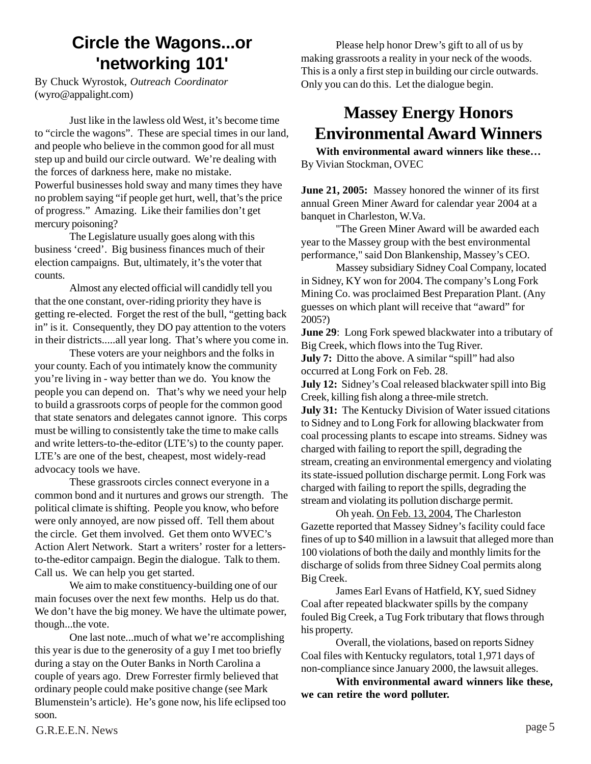# Circle the Wagons...or 'networking 101'

By Chuck Wyrostok, *Outreach Coordinator* (wyro@appalight.com)

Just like in the lawless old West, it's become time to "circle the wagons". These are special times in our land, and people who believe in the common good for all must step up and build our circle outward. We're dealing with the forces of darkness here, make no mistake. Powerful businesses hold sway and many times they have no problem saying "if people get hurt, well, that's the price of progress." Amazing. Like their families don't get mercury poisoning?

The Legislature usually goes along with this business 'creed'. Big business finances much of their election campaigns. But, ultimately, it's the voter that counts.

Almost any elected official will candidly tell you that the one constant, over-riding priority they have is getting re-elected. Forget the rest of the bull, "getting back in" is it. Consequently, they DO pay attention to the voters in their districts.....all year long. That's where you come in.

These voters are your neighbors and the folks in your county. Each of you intimately know the community you're living in - way better than we do. You know the people you can depend on. That's why we need your help to build a grassroots corps of people for the common good that state senators and delegates cannot ignore. This corps must be willing to consistently take the time to make calls and write letters-to-the-editor (LTE's) to the county paper. LTE's are one of the best, cheapest, most widely-read advocacy tools we have.

These grassroots circles connect everyone in a common bond and it nurtures and grows our strength. The political climate is shifting. People you know, who before were only annoyed, are now pissed off. Tell them about the circle. Get them involved. Get them onto WVEC's Action Alert Network. Start a writers' roster for a letters-to-the-editor campaign. Begin the dialogue. Talk to them. Call us. We can help you get started.

We aim to make constituency-building one of our main focuses over the next few months. Help us do that. We don't have the big money. We have the ultimate power, though...the vote.

One last note...much of what we're accomplishing this year is due to the generosity of a guy I met too briefly during a stay on the Outer Banks in North Carolina a couple of years ago. Drew Forrester firmly believed that ordinary people could make positive change (see Mark Blumenstein's article). He's gone now, his life eclipsed too soon.

Please help honor Drew's gift to all of us by making grassroots a reality in your neck of the woods. This is a only a first step in building our circle outwards. Only you can do this. Let the dialogue begin.

# Massey Energy Honors Environmental Award Winners

**With environmental award winners like these…**

By Vivian Stockman, OVEC

**June 21, 2005:** Massey honored the winner of its first annual Green Miner Award for calendar year 2004 at a banquet in Charleston, W.Va.

"The Green Miner Award will be awarded each year to the Massey group with the best environmental performance," said Don Blankenship, Massey's CEO.

Massey subsidiary Sidney Coal Company, located in Sidney, KY won for 2004. The company's Long Fork Mining Co. was proclaimed Best Preparation Plant. (Any guesses on which plant will receive that "award" for 2005?)

**June 29**: Long Fork spewed blackwater into a tributary of Big Creek, which flows into the Tug River.

**July 7:** Ditto the above. A similar "spill" had also occurred at Long Fork on Feb. 28.

**July 12:** Sidney's Coal released blackwater spill into Big Creek, killing fish along a three-mile stretch.

**July 31:** The Kentucky Division of Water issued citations to Sidney and to Long Fork for allowing blackwater from coal processing plants to escape into streams. Sidney was charged with failing to report the spill, degrading the stream, creating an environmental emergency and violating its state-issued pollution discharge permit. Long Fork was charged with failing to report the spills, degrading the stream and violating its pollution discharge permit.

Oh yeah. On Feb. 13, 2004, The Charleston Gazette reported that Massey Sidney's facility could face fines of up to $40 million in a lawsuit that alleged more than 100 violations of both the daily and monthly limits for the discharge of solids from three Sidney Coal permits along Big Creek.

James Earl Evans of Hatfield, KY, sued Sidney Coal after repeated blackwater spills by the company fouled Big Creek, a Tug Fork tributary that flows through his property.

Overall, the violations, based on reports Sidney Coal files with Kentucky regulators, total 1,971 days of non-compliance since January 2000, the lawsuit alleges.

**With environmental award winners like these, we can retire the word polluter.**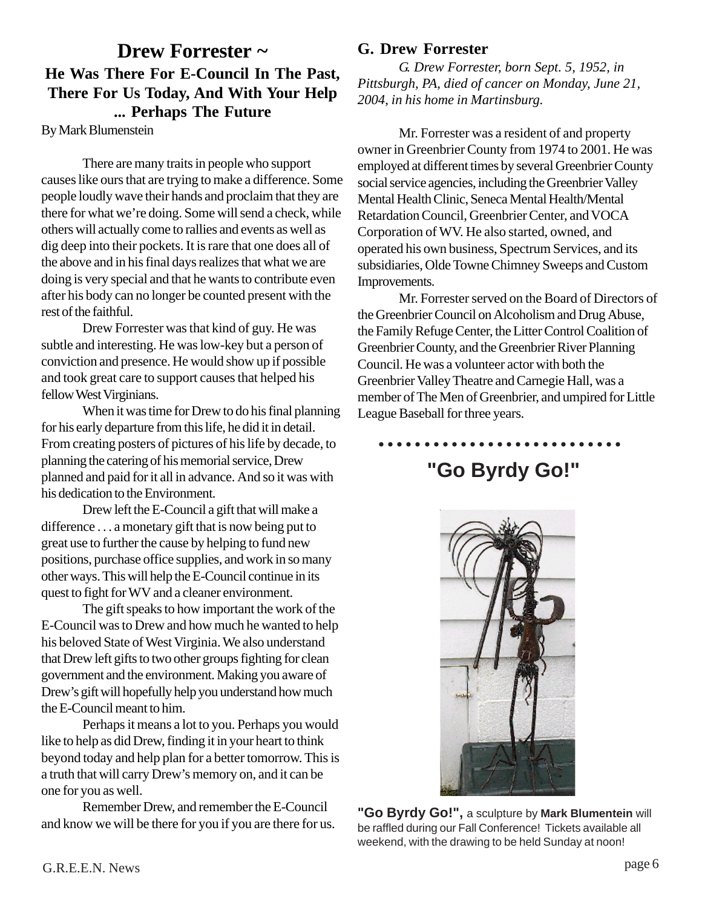# Drew Forrester ~

## He Was There For E-Council In The Past, There For Us Today, And With Your Help ... Perhaps The Future

By Mark Blumenstein

There are many traits in people who support causes like ours that are trying to make a difference. Some people loudly wave their hands and proclaim that they are there for what we're doing. Some will send a check, while others will actually come to rallies and events as well as dig deep into their pockets. It is rare that one does all of the above and in his final days realizes that what we are doing is very special and that he wants to contribute even after his body can no longer be counted present with the rest of the faithful.

Drew Forrester was that kind of guy. He was subtle and interesting. He was low-key but a person of conviction and presence. He would show up if possible and took great care to support causes that helped his fellow West Virginians.

When it was time for Drew to do his final planning for his early departure from this life, he did it in detail. From creating posters of pictures of his life by decade, to planning the catering of his memorial service, Drew planned and paid for it all in advance. And so it was with his dedication to the Environment.

Drew left the E-Council a gift that will make a difference . . . a monetary gift that is now being put to great use to further the cause by helping to fund new positions, purchase office supplies, and work in so many other ways. This will help the E-Council continue in its quest to fight for WV and a cleaner environment.

The gift speaks to how important the work of the E-Council was to Drew and how much he wanted to help his beloved State of West Virginia. We also understand that Drew left gifts to two other groups fighting for clean government and the environment. Making you aware of Drew's gift will hopefully help you understand how much the E-Council meant to him.

Perhaps it means a lot to you. Perhaps you would like to help as did Drew, finding it in your heart to think beyond today and help plan for a better tomorrow. This is a truth that will carry Drew's memory on, and it can be one for you as well.

Remember Drew, and remember the E-Council and know we will be there for you if you are there for us.

### G. Drew Forrester

*G. Drew Forrester, born Sept. 5, 1952, in Pittsburgh, PA, died of cancer on Monday, June 21, 2004, in his home in Martinsburg.*

Mr. Forrester was a resident of and property owner in Greenbrier County from 1974 to 2001. He was employed at different times by several Greenbrier County social service agencies, including the Greenbrier Valley Mental Health Clinic, Seneca Mental Health/Mental Retardation Council, Greenbrier Center, and VOCA Corporation of WV. He also started, owned, and operated his own business, Spectrum Services, and its subsidiaries, Olde Towne Chimney Sweeps and Custom Improvements.

Mr. Forrester served on the Board of Directors of the Greenbrier Council on Alcoholism and Drug Abuse, the Family Refuge Center, the Litter Control Coalition of Greenbrier County, and the Greenbrier River Planning Council. He was a volunteer actor with both the Greenbrier Valley Theatre and Carnegie Hall, was a member of The Men of Greenbrier, and umpired for Little League Baseball for three years.

## "Go Byrdy Go!"

**"Go Byrdy Go!",** a sculpture by **Mark Blumentein** will be raffled during our Fall Conference! Tickets available all weekend, with the drawing to be held Sunday at noon!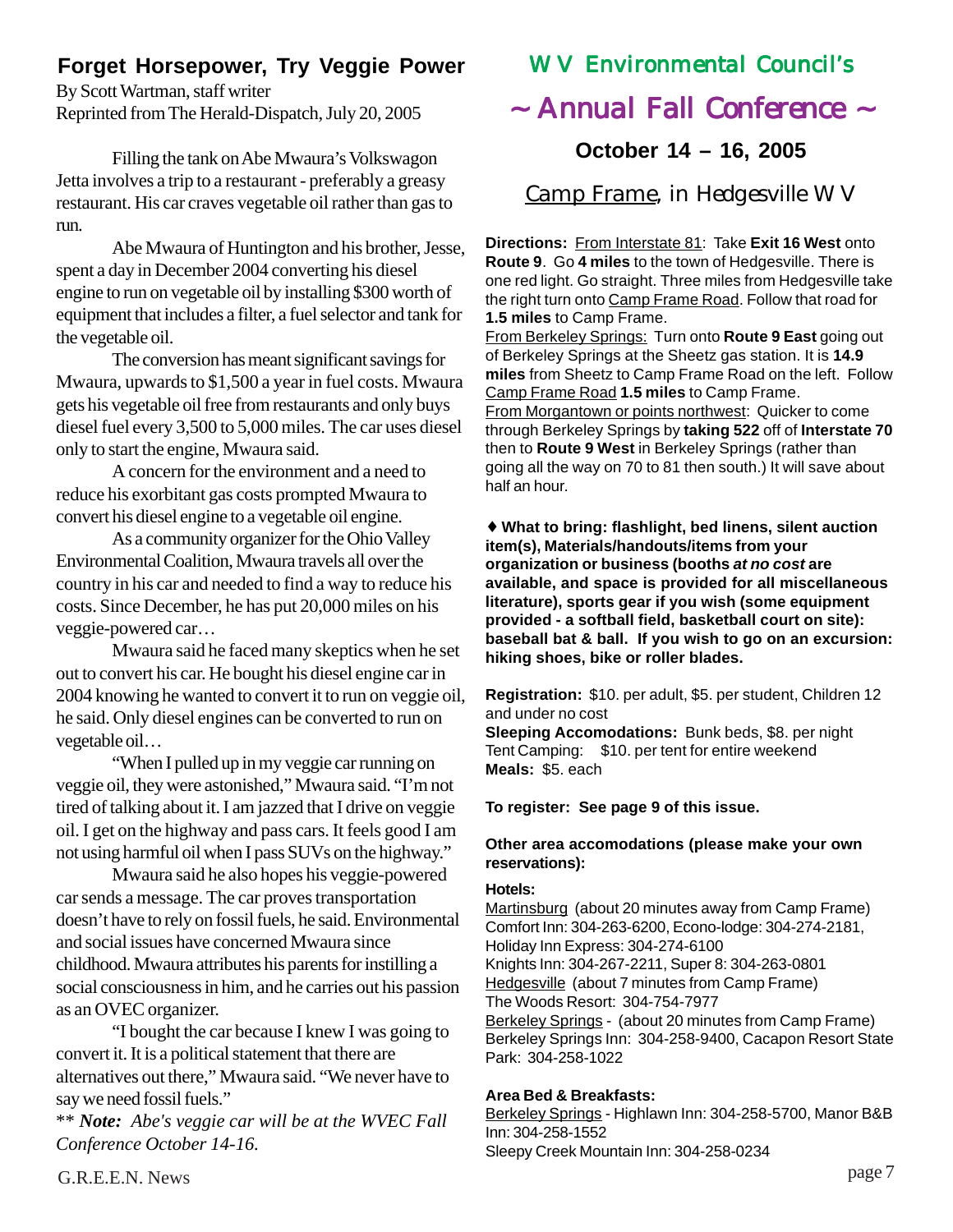## Forget Horsepower, Try Veggie Power

By Scott Wartman, staff writer
Reprinted from The Herald-Dispatch, July 20, 2005

Filling the tank on Abe Mwaura's Volkswagon Jetta involves a trip to a restaurant - preferably a greasy restaurant. His car craves vegetable oil rather than gas to run.

Abe Mwaura of Huntington and his brother, Jesse, spent a day in December 2004 converting his diesel engine to run on vegetable oil by installing $300 worth of equipment that includes a filter, a fuel selector and tank for the vegetable oil.

The conversion has meant significant savings for Mwaura, upwards to $1,500 a year in fuel costs. Mwaura gets his vegetable oil free from restaurants and only buys diesel fuel every 3,500 to 5,000 miles. The car uses diesel only to start the engine, Mwaura said.

A concern for the environment and a need to reduce his exorbitant gas costs prompted Mwaura to convert his diesel engine to a vegetable oil engine.

As a community organizer for the Ohio Valley Environmental Coalition, Mwaura travels all over the country in his car and needed to find a way to reduce his costs. Since December, he has put 20,000 miles on his veggie-powered car…

Mwaura said he faced many skeptics when he set out to convert his car. He bought his diesel engine car in 2004 knowing he wanted to convert it to run on veggie oil, he said. Only diesel engines can be converted to run on vegetable oil…

"When I pulled up in my veggie car running on veggie oil, they were astonished," Mwaura said. "I'm not tired of talking about it. I am jazzed that I drive on veggie oil. I get on the highway and pass cars. It feels good I am not using harmful oil when I pass SUVs on the highway."

Mwaura said he also hopes his veggie-powered car sends a message. The car proves transportation doesn't have to rely on fossil fuels, he said. Environmental and social issues have concerned Mwaura since childhood. Mwaura attributes his parents for instilling a social consciousness in him, and he carries out his passion as an OVEC organizer.

"I bought the car because I knew I was going to convert it. It is a political statement that there are alternatives out there," Mwaura said. "We never have to say we need fossil fuels."

** ***Note:*** *Abe's veggie car will be at the WVEC Fall Conference October 14-16.*

## WV Environmental Council's

## ~ Annual Fall Conference ~

### October 14 – 16, 2005

### Camp Frame, in Hedgesville WV

**Directions:** From Interstate 81: Take **Exit 16 West** onto **Route 9**. Go **4 miles** to the town of Hedgesville. There is one red light. Go straight. Three miles from Hedgesville take the right turn onto Camp Frame Road. Follow that road for **1.5 miles** to Camp Frame.
From Berkeley Springs: Turn onto **Route 9 East** going out of Berkeley Springs at the Sheetz gas station. It is **14.9 miles** from Sheetz to Camp Frame Road on the left. Follow Camp Frame Road **1.5 miles** to Camp Frame.
From Morgantown or points northwest: Quicker to come through Berkeley Springs by **taking 522** off of **Interstate 70** then to **Route 9 West** in Berkeley Springs (rather than going all the way on 70 to 81 then south.) It will save about half an hour.

♦ **What to bring: flashlight, bed linens, silent auction item(s), Materials/handouts/items from your organization or business (booths *at no cost* are available, and space is provided for all miscellaneous literature), sports gear if you wish (some equipment provided - a softball field, basketball court on site): baseball bat & ball. If you wish to go on an excursion: hiking shoes, bike or roller blades.**

**Registration:** $10. per adult, $5. per student, Children 12 and under no cost
**Sleeping Accomodations:** Bunk beds, $8. per night
Tent Camping: $10. per tent for entire weekend
**Meals:** $5. each

**To register: See page 9 of this issue.**

**Other area accomodations (please make your own reservations):**

**Hotels:**
Martinsburg (about 20 minutes away from Camp Frame)
Comfort Inn: 304-263-6200, Econo-lodge: 304-274-2181,
Holiday Inn Express: 304-274-6100
Knights Inn: 304-267-2211, Super 8: 304-263-0801
Hedgesville (about 7 minutes from Camp Frame)
The Woods Resort: 304-754-7977
Berkeley Springs - (about 20 minutes from Camp Frame)
Berkeley Springs Inn: 304-258-9400, Cacapon Resort State Park: 304-258-1022

**Area Bed & Breakfasts:**
Berkeley Springs - Highlawn Inn: 304-258-5700, Manor B&B Inn: 304-258-1552
Sleepy Creek Mountain Inn: 304-258-0234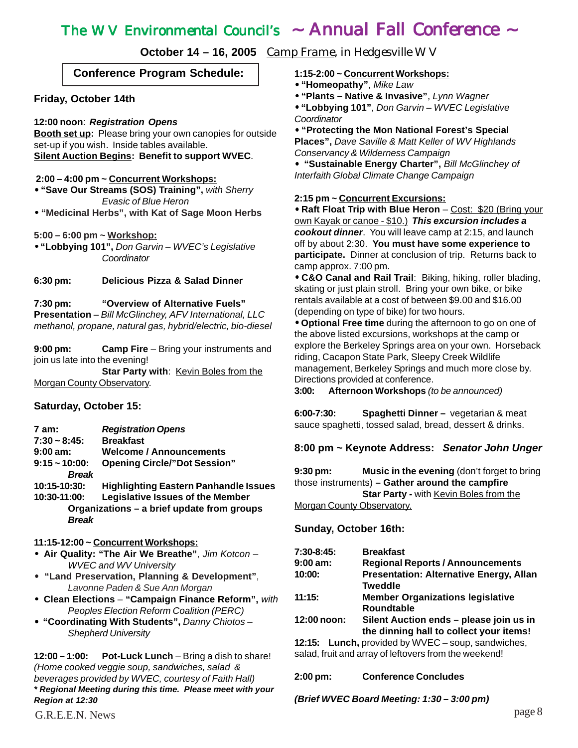# The W V Environmental Council's ~ Annual Fall Conference ~

**October 14 – 16, 2005** Camp Frame, in Hedgesville W V

## Conference Program Schedule:

### Friday, October 14th

**12:00 noon**: ***Registration Opens***
**Booth set up:** Please bring your own canopies for outside set-up if you wish. Inside tables available.
**Silent Auction Begins: Benefit to support WVEC**.

**2:00 – 4:00 pm ~ Concurrent Workshops:**

- **"Save Our Streams (SOS) Training",** *with Sherry Evasic of Blue Heron*
- **"Medicinal Herbs", with Kat of Sage Moon Herbs**

**5:00 – 6:00 pm ~ Workshop:**

- **"Lobbying 101",** *Don Garvin – WVEC's Legislative Coordinator*

**6:30 pm:** **Delicious Pizza & Salad Dinner**

**7:30 pm:** **"Overview of Alternative Fuels" Presentation** – *Bill McGlinchey, AFV International, LLC methanol, propane, natural gas, hybrid/electric, bio-diesel*

**9:00 pm:** **Camp Fire** – Bring your instruments and join us late into the evening!
**Star Party with**: Kevin Boles from the Morgan County Observatory.

### Saturday, October 15:

**7 am:** ***Registration Opens***
**7:30 ~ 8:45:** **Breakfast**
**9:00 am:** **Welcome / Announcements**
**9:15 ~ 10:00:** **Opening Circle/"Dot Session"**
***Break***
**10:15-10:30:** **Highlighting Eastern Panhandle Issues**
**10:30-11:00:** **Legislative Issues of the Member Organizations – a brief update from groups**
***Break***

**11:15-12:00 ~ Concurrent Workshops:**

- **Air Quality: "The Air We Breathe"**, *Jim Kotcon – WVEC and WV University*
- **"Land Preservation, Planning & Development"**, *Lavonne Paden & Sue Ann Morgan*
- **Clean Elections** – **"Campaign Finance Reform",** *with Peoples Election Reform Coalition (PERC)*
- **"Coordinating With Students",** *Danny Chiotos – Shepherd University*

**12:00 – 1:00:** **Pot-Luck Lunch** – Bring a dish to share! *(Home cooked veggie soup, sandwiches, salad & beverages provided by WVEC, courtesy of Faith Hall)*
***\* Regional Meeting during this time. Please meet with your Region at 12:30***

**1:15-2:00 ~ Concurrent Workshops:**

- **"Homeopathy"**, *Mike Law*
- **"Plants – Native & Invasive"**, *Lynn Wagner*
- **"Lobbying 101"**, *Don Garvin – WVEC Legislative Coordinator*
- **"Protecting the Mon National Forest's Special Places",** *Dave Saville & Matt Keller of WV Highlands Conservancy & Wilderness Campaign*
- **"Sustainable Energy Charter",** *Bill McGlinchey of Interfaith Global Climate Change Campaign*

**2:15 pm ~ Concurrent Excursions:**

- **Raft Float Trip with Blue Heron** – Cost: $20 (Bring your own Kayak or canoe - $10.) ***This excursion includes a cookout dinner***. You will leave camp at 2:15, and launch off by about 2:30. **You must have some experience to participate.** Dinner at conclusion of trip. Returns back to camp approx. 7:00 pm.
- **C&O Canal and Rail Trail**: Biking, hiking, roller blading, skating or just plain stroll. Bring your own bike, or bike rentals available at a cost of between $9.00 and $16.00 (depending on type of bike) for two hours.
- **Optional Free time** during the afternoon to go on one of the above listed excursions, workshops at the camp or explore the Berkeley Springs area on your own. Horseback riding, Cacapon State Park, Sleepy Creek Wildlife management, Berkeley Springs and much more close by. Directions provided at conference.

**3:00:** **Afternoon Workshops** *(to be announced)*

**6:00-7:30:** **Spaghetti Dinner –** vegetarian & meat sauce spaghetti, tossed salad, bread, dessert & drinks.

**8:00 pm ~ Keynote Address:** ***Senator John Unger***

**9:30 pm:** **Music in the evening** (don't forget to bring those instruments) **– Gather around the campfire**
**Star Party -** with Kevin Boles from the Morgan County Observatory.

### Sunday, October 16th:

**7:30-8:45:** **Breakfast**
**9:00 am:** **Regional Reports / Announcements**
**10:00:** **Presentation: Alternative Energy, Allan Tweddle**
**11:15:** **Member Organizations legislative Roundtable**
**12:00 noon:** **Silent Auction ends – please join us in the dinning hall to collect your items!**
**12:15:** **Lunch,** provided by WVEC – soup, sandwiches, salad, fruit and array of leftovers from the weekend!

**2:00 pm:** **Conference Concludes**

***(Brief WVEC Board Meeting: 1:30 – 3:00 pm)***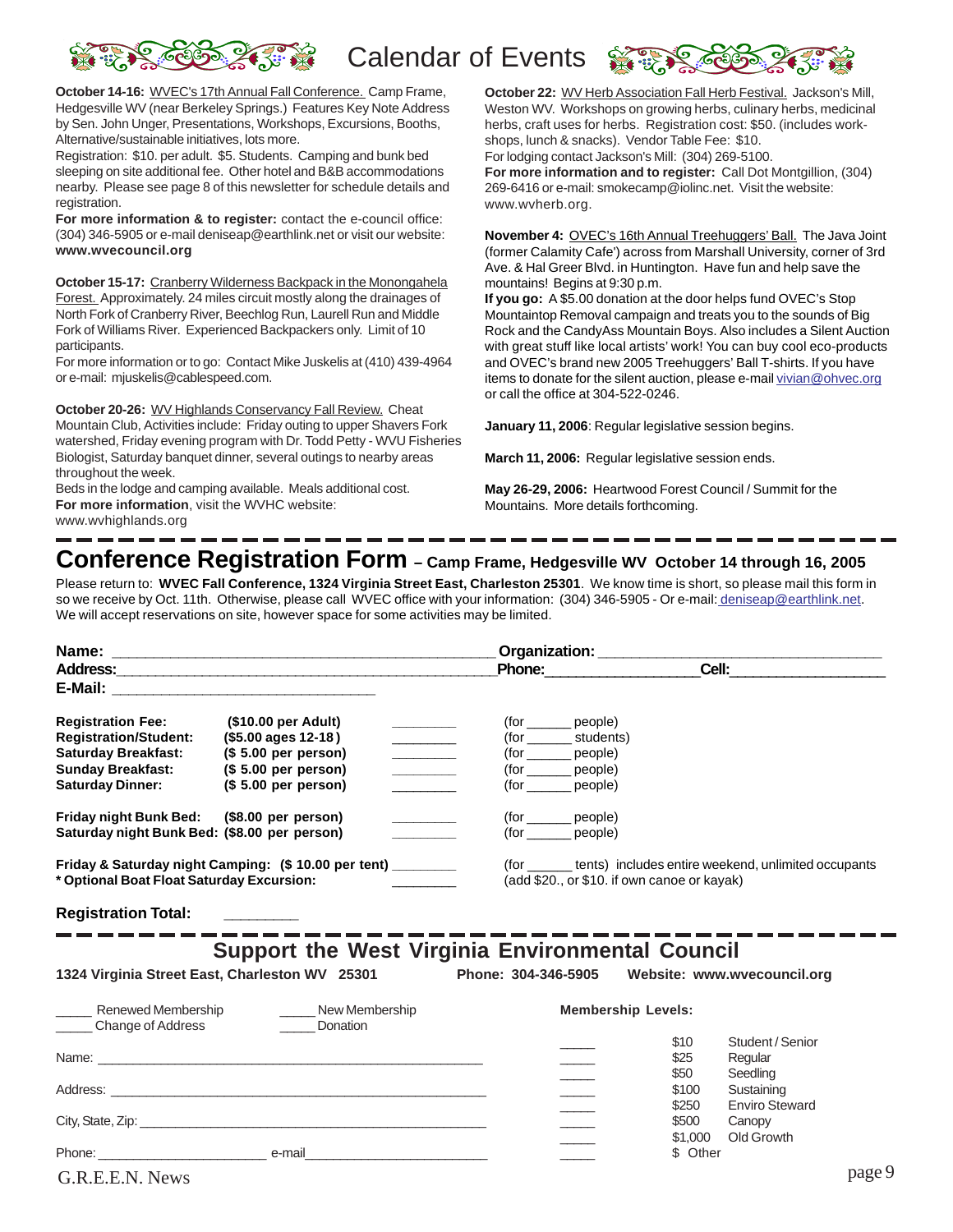# Calendar of Events

**October 14-16:** WVEC's 17th Annual Fall Conference. Camp Frame, Hedgesville WV (near Berkeley Springs.) Features Key Note Address by Sen. John Unger, Presentations, Workshops, Excursions, Booths, Alternative/sustainable initiatives, lots more.
Registration: $10. per adult. $5. Students. Camping and bunk bed sleeping on site additional fee. Other hotel and B&B accommodations nearby. Please see page 8 of this newsletter for schedule details and registration.
**For more information & to register:** contact the e-council office: (304) 346-5905 or e-mail deniseap@earthlink.net or visit our website: **www.wvecouncil.org**

**October 15-17:** Cranberry Wilderness Backpack in the Monongahela Forest. Approximately. 24 miles circuit mostly along the drainages of North Fork of Cranberry River, Beechlog Run, Laurell Run and Middle Fork of Williams River. Experienced Backpackers only. Limit of 10 participants.
For more information or to go: Contact Mike Juskelis at (410) 439-4964 or e-mail: mjuskelis@cablespeed.com.

**October 20-26:** WV Highlands Conservancy Fall Review. Cheat Mountain Club, Activities include: Friday outing to upper Shavers Fork watershed, Friday evening program with Dr. Todd Petty - WVU Fisheries Biologist, Saturday banquet dinner, several outings to nearby areas throughout the week.
Beds in the lodge and camping available. Meals additional cost.
**For more information**, visit the WVHC website: www.wvhighlands.org

**October 22:** WV Herb Association Fall Herb Festival. Jackson's Mill, Weston WV. Workshops on growing herbs, culinary herbs, medicinal herbs, craft uses for herbs. Registration cost: $50. (includes workshops, lunch & snacks). Vendor Table Fee: $10.
For lodging contact Jackson's Mill: (304) 269-5100.
**For more information and to register:** Call Dot Montgillion, (304) 269-6416 or e-mail: smokecamp@iolinc.net. Visit the website: www.wvherb.org.

**November 4:** OVEC's 16th Annual Treehuggers' Ball. The Java Joint (former Calamity Cafe') across from Marshall University, corner of 3rd Ave. & Hal Greer Blvd. in Huntington. Have fun and help save the mountains! Begins at 9:30 p.m.
**If you go:** A $5.00 donation at the door helps fund OVEC's Stop Mountaintop Removal campaign and treats you to the sounds of Big Rock and the CandyAss Mountain Boys. Also includes a Silent Auction with great stuff like local artists' work! You can buy cool eco-products and OVEC's brand new 2005 Treehuggers' Ball T-shirts. If you have items to donate for the silent auction, please e-mail vivian@ohvec.org or call the office at 304-522-0246.

**January 11, 2006**: Regular legislative session begins.

**March 11, 2006:** Regular legislative session ends.

**May 26-29, 2006:** Heartwood Forest Council / Summit for the Mountains. More details forthcoming.

---

## Conference Registration Form – Camp Frame, Hedgesville WV October 14 through 16, 2005

Please return to: **WVEC Fall Conference, 1324 Virginia Street East, Charleston 25301**. We know time is short, so please mail this form in so we receive by Oct. 11th. Otherwise, please call WVEC office with your information: (304) 346-5905 - Or e-mail: deniseap@earthlink.net. We will accept reservations on site, however space for some activities may be limited.

**Name:** ______________________________ **Organization:** ______________________
**Address:** ______________________________ **Phone:** ______________ **Cell:** ______________
**E-Mail:** ______________________

| | | | |
|---|---|---|---|
| **Registration Fee:** | **($10.00 per Adult)** | ________ | (for ______ people) |
| **Registration/Student:** | **($5.00 ages 12-18)** | ________ | (for ______ students) |
| **Saturday Breakfast:** | **($ 5.00 per person)** | ________ | (for ______ people) |
| **Sunday Breakfast:** | **($ 5.00 per person)** | ________ | (for ______ people) |
| **Saturday Dinner:** | **($ 5.00 per person)** | ________ | (for ______ people) |
| **Friday night Bunk Bed:** | **($8.00 per person)** | ________ | (for ______ people) |
| **Saturday night Bunk Bed:** | **($8.00 per person)** | ________ | (for ______ people) |
| **Friday & Saturday night Camping:** | **($ 10.00 per tent)** | ________ | (for ______ tents) includes entire weekend, unlimited occupants |
| **\* Optional Boat Float Saturday Excursion:** | | ________ | (add $20., or $10. if own canoe or kayak) |

**Registration Total:** ________

---

## Support the West Virginia Environmental Council

**1324 Virginia Street East, Charleston WV 25301** **Phone: 304-346-5905** **Website: www.wvecouncil.org**

_____ Renewed Membership _____ New Membership
_____ Change of Address _____ Donation

Name: ______________________________________

Address: ______________________________________

City, State, Zip: ______________________________________

Phone: ____________________ e-mail ____________________

**Membership Levels:**

| | | |
|---|---|---|
| _____ | $10 | Student / Senior |
| _____ | $25 | Regular |
| _____ | $50 | Seedling |
| _____ | $100 | Sustaining |
| _____ | $250 | Enviro Steward |
| _____ | $500 | Canopy |
| _____ | $1,000 | Old Growth |
| _____ | $ Other | |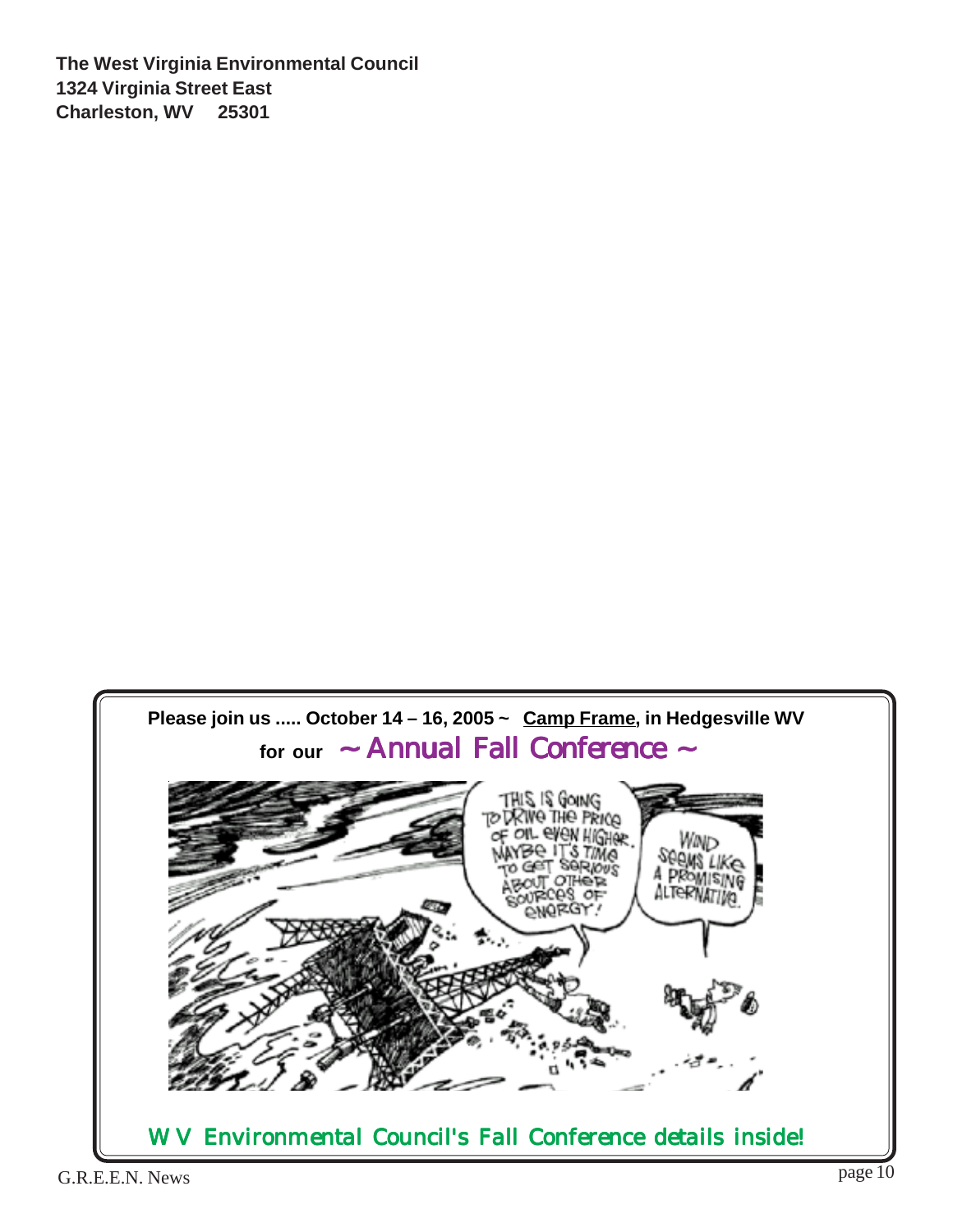**The West Virginia Environmental Council**
**1324 Virginia Street East**
**Charleston, WV 25301**

**Please join us ..... October 14 – 16, 2005 ~ Camp Frame, in Hedgesville WV**

**for our** ~ Annual Fall Conference ~

W V Environmental Council's Fall Conference details inside!